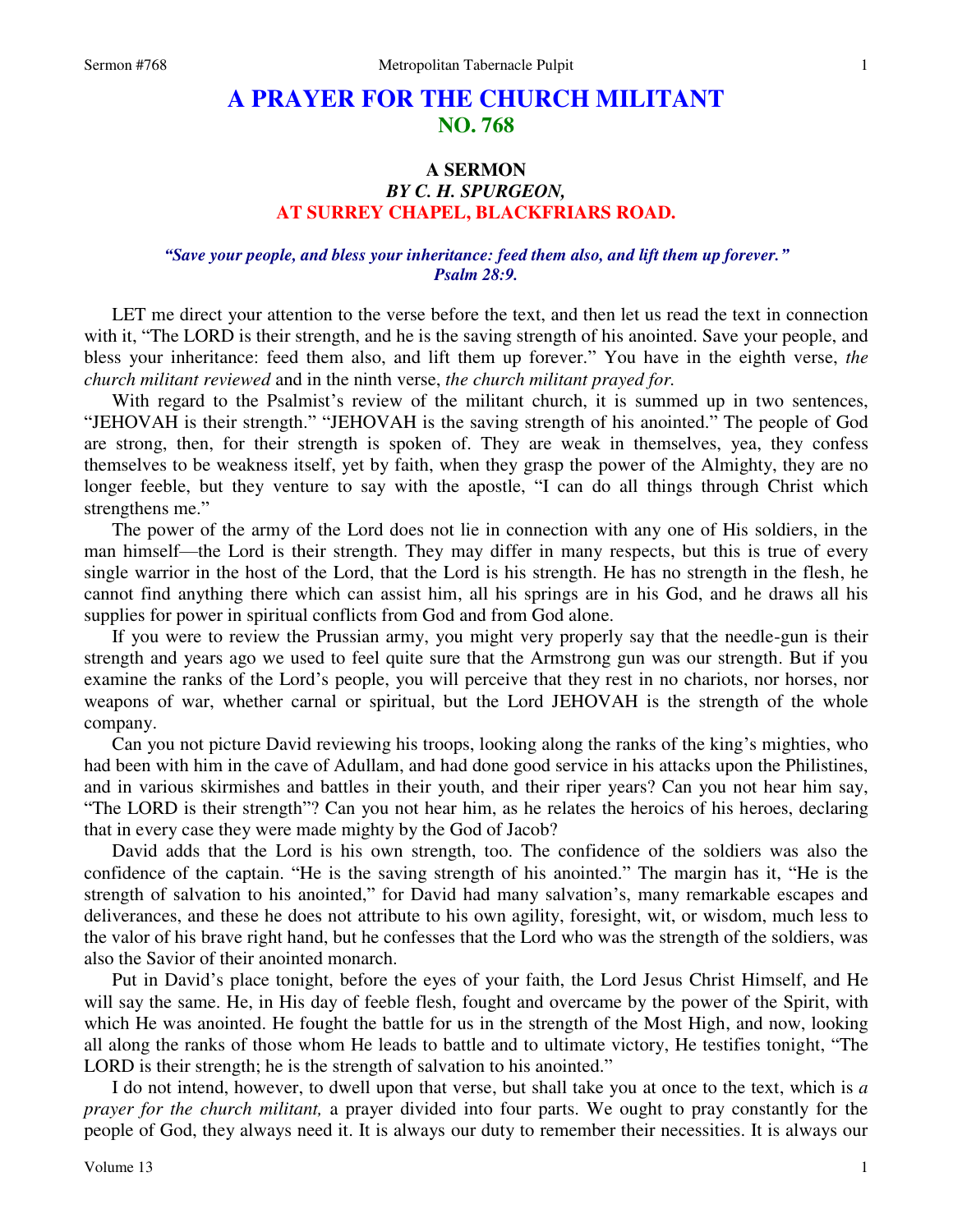# A PRAYER FOR THE CHURCH MILITANT
## NO. 768

### A SERMON
### *BY C. H. SPURGEON,*
### AT SURREY CHAPEL, BLACKFRIARS ROAD.

*"Save your people, and bless your inheritance: feed them also, and lift them up forever." Psalm 28:9.*

LET me direct your attention to the verse before the text, and then let us read the text in connection with it, "The LORD is their strength, and he is the saving strength of his anointed. Save your people, and bless your inheritance: feed them also, and lift them up forever." You have in the eighth verse, *the church militant reviewed* and in the ninth verse, *the church militant prayed for.*

With regard to the Psalmist's review of the militant church, it is summed up in two sentences, "JEHOVAH is their strength." "JEHOVAH is the saving strength of his anointed." The people of God are strong, then, for their strength is spoken of. They are weak in themselves, yea, they confess themselves to be weakness itself, yet by faith, when they grasp the power of the Almighty, they are no longer feeble, but they venture to say with the apostle, "I can do all things through Christ which strengthens me."

The power of the army of the Lord does not lie in connection with any one of His soldiers, in the man himself—the Lord is their strength. They may differ in many respects, but this is true of every single warrior in the host of the Lord, that the Lord is his strength. He has no strength in the flesh, he cannot find anything there which can assist him, all his springs are in his God, and he draws all his supplies for power in spiritual conflicts from God and from God alone.

If you were to review the Prussian army, you might very properly say that the needle-gun is their strength and years ago we used to feel quite sure that the Armstrong gun was our strength. But if you examine the ranks of the Lord's people, you will perceive that they rest in no chariots, nor horses, nor weapons of war, whether carnal or spiritual, but the Lord JEHOVAH is the strength of the whole company.

Can you not picture David reviewing his troops, looking along the ranks of the king's mighties, who had been with him in the cave of Adullam, and had done good service in his attacks upon the Philistines, and in various skirmishes and battles in their youth, and their riper years? Can you not hear him say, "The LORD is their strength"? Can you not hear him, as he relates the heroics of his heroes, declaring that in every case they were made mighty by the God of Jacob?

David adds that the Lord is his own strength, too. The confidence of the soldiers was also the confidence of the captain. "He is the saving strength of his anointed." The margin has it, "He is the strength of salvation to his anointed," for David had many salvation's, many remarkable escapes and deliverances, and these he does not attribute to his own agility, foresight, wit, or wisdom, much less to the valor of his brave right hand, but he confesses that the Lord who was the strength of the soldiers, was also the Savior of their anointed monarch.

Put in David's place tonight, before the eyes of your faith, the Lord Jesus Christ Himself, and He will say the same. He, in His day of feeble flesh, fought and overcame by the power of the Spirit, with which He was anointed. He fought the battle for us in the strength of the Most High, and now, looking all along the ranks of those whom He leads to battle and to ultimate victory, He testifies tonight, "The LORD is their strength; he is the strength of salvation to his anointed."

I do not intend, however, to dwell upon that verse, but shall take you at once to the text, which is *a prayer for the church militant,* a prayer divided into four parts. We ought to pray constantly for the people of God, they always need it. It is always our duty to remember their necessities. It is always our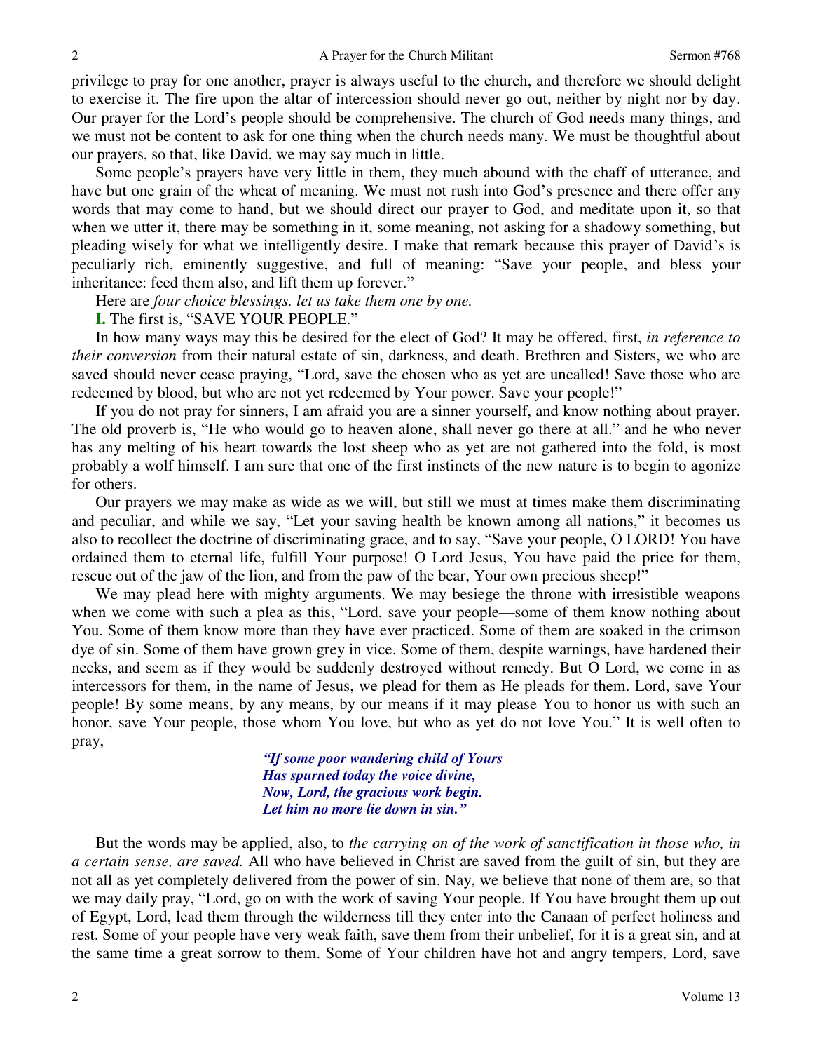privilege to pray for one another, prayer is always useful to the church, and therefore we should delight to exercise it. The fire upon the altar of intercession should never go out, neither by night nor by day. Our prayer for the Lord's people should be comprehensive. The church of God needs many things, and we must not be content to ask for one thing when the church needs many. We must be thoughtful about our prayers, so that, like David, we may say much in little.

Some people's prayers have very little in them, they much abound with the chaff of utterance, and have but one grain of the wheat of meaning. We must not rush into God's presence and there offer any words that may come to hand, but we should direct our prayer to God, and meditate upon it, so that when we utter it, there may be something in it, some meaning, not asking for a shadowy something, but pleading wisely for what we intelligently desire. I make that remark because this prayer of David's is peculiarly rich, eminently suggestive, and full of meaning: "Save your people, and bless your inheritance: feed them also, and lift them up forever."

Here are *four choice blessings. let us take them one by one.*

**I.** The first is, "SAVE YOUR PEOPLE."

In how many ways may this be desired for the elect of God? It may be offered, first, *in reference to their conversion* from their natural estate of sin, darkness, and death. Brethren and Sisters, we who are saved should never cease praying, "Lord, save the chosen who as yet are uncalled! Save those who are redeemed by blood, but who are not yet redeemed by Your power. Save your people!"

If you do not pray for sinners, I am afraid you are a sinner yourself, and know nothing about prayer. The old proverb is, "He who would go to heaven alone, shall never go there at all." and he who never has any melting of his heart towards the lost sheep who as yet are not gathered into the fold, is most probably a wolf himself. I am sure that one of the first instincts of the new nature is to begin to agonize for others.

Our prayers we may make as wide as we will, but still we must at times make them discriminating and peculiar, and while we say, "Let your saving health be known among all nations," it becomes us also to recollect the doctrine of discriminating grace, and to say, "Save your people, O LORD! You have ordained them to eternal life, fulfill Your purpose! O Lord Jesus, You have paid the price for them, rescue out of the jaw of the lion, and from the paw of the bear, Your own precious sheep!"

We may plead here with mighty arguments. We may besiege the throne with irresistible weapons when we come with such a plea as this, "Lord, save your people—some of them know nothing about You. Some of them know more than they have ever practiced. Some of them are soaked in the crimson dye of sin. Some of them have grown grey in vice. Some of them, despite warnings, have hardened their necks, and seem as if they would be suddenly destroyed without remedy. But O Lord, we come in as intercessors for them, in the name of Jesus, we plead for them as He pleads for them. Lord, save Your people! By some means, by any means, by our means if it may please You to honor us with such an honor, save Your people, those whom You love, but who as yet do not love You." It is well often to pray,

> ***"If some poor wandering child of Yours***
> ***Has spurned today the voice divine,***
> ***Now, Lord, the gracious work begin.***
> ***Let him no more lie down in sin."***

But the words may be applied, also, to *the carrying on of the work of sanctification in those who, in a certain sense, are saved.* All who have believed in Christ are saved from the guilt of sin, but they are not all as yet completely delivered from the power of sin. Nay, we believe that none of them are, so that we may daily pray, "Lord, go on with the work of saving Your people. If You have brought them up out of Egypt, Lord, lead them through the wilderness till they enter into the Canaan of perfect holiness and rest. Some of your people have very weak faith, save them from their unbelief, for it is a great sin, and at the same time a great sorrow to them. Some of Your children have hot and angry tempers, Lord, save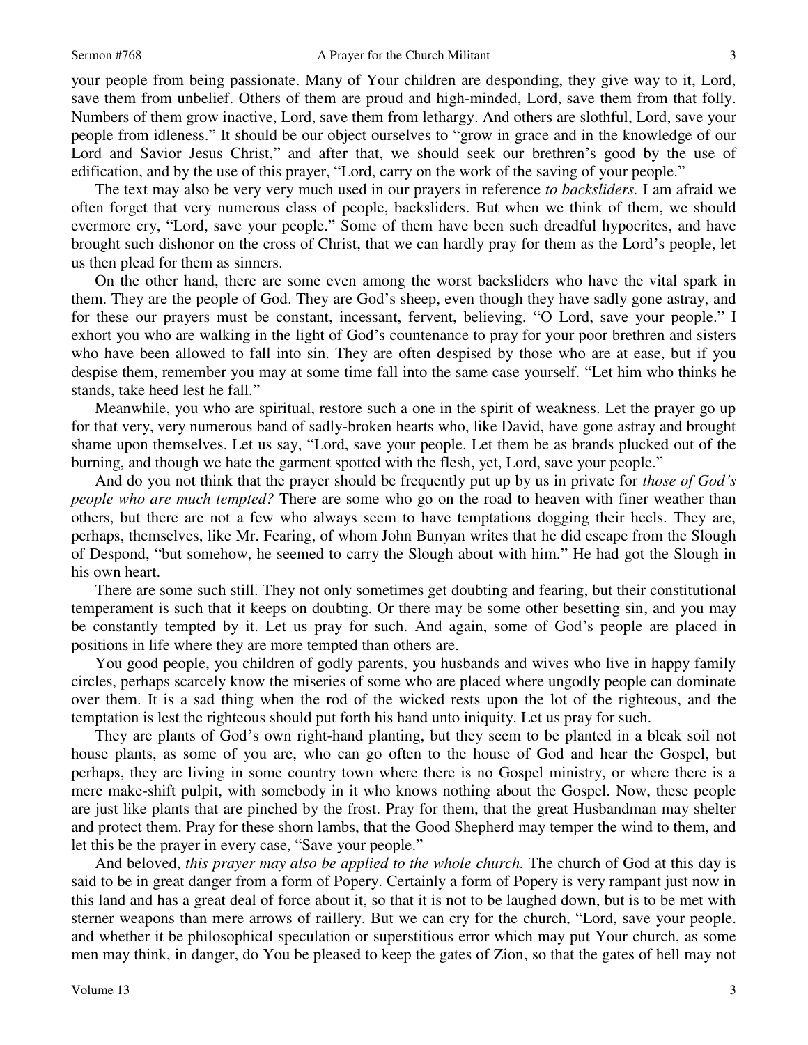your people from being passionate. Many of Your children are desponding, they give way to it, Lord, save them from unbelief. Others of them are proud and high-minded, Lord, save them from that folly. Numbers of them grow inactive, Lord, save them from lethargy. And others are slothful, Lord, save your people from idleness." It should be our object ourselves to "grow in grace and in the knowledge of our Lord and Savior Jesus Christ," and after that, we should seek our brethren's good by the use of edification, and by the use of this prayer, "Lord, carry on the work of the saving of your people."

The text may also be very very much used in our prayers in reference *to backsliders.* I am afraid we often forget that very numerous class of people, backsliders. But when we think of them, we should evermore cry, "Lord, save your people." Some of them have been such dreadful hypocrites, and have brought such dishonor on the cross of Christ, that we can hardly pray for them as the Lord's people, let us then plead for them as sinners.

On the other hand, there are some even among the worst backsliders who have the vital spark in them. They are the people of God. They are God's sheep, even though they have sadly gone astray, and for these our prayers must be constant, incessant, fervent, believing. "O Lord, save your people." I exhort you who are walking in the light of God's countenance to pray for your poor brethren and sisters who have been allowed to fall into sin. They are often despised by those who are at ease, but if you despise them, remember you may at some time fall into the same case yourself. "Let him who thinks he stands, take heed lest he fall."

Meanwhile, you who are spiritual, restore such a one in the spirit of weakness. Let the prayer go up for that very, very numerous band of sadly-broken hearts who, like David, have gone astray and brought shame upon themselves. Let us say, "Lord, save your people. Let them be as brands plucked out of the burning, and though we hate the garment spotted with the flesh, yet, Lord, save your people."

And do you not think that the prayer should be frequently put up by us in private for *those of God's people who are much tempted?* There are some who go on the road to heaven with finer weather than others, but there are not a few who always seem to have temptations dogging their heels. They are, perhaps, themselves, like Mr. Fearing, of whom John Bunyan writes that he did escape from the Slough of Despond, "but somehow, he seemed to carry the Slough about with him." He had got the Slough in his own heart.

There are some such still. They not only sometimes get doubting and fearing, but their constitutional temperament is such that it keeps on doubting. Or there may be some other besetting sin, and you may be constantly tempted by it. Let us pray for such. And again, some of God's people are placed in positions in life where they are more tempted than others are.

You good people, you children of godly parents, you husbands and wives who live in happy family circles, perhaps scarcely know the miseries of some who are placed where ungodly people can dominate over them. It is a sad thing when the rod of the wicked rests upon the lot of the righteous, and the temptation is lest the righteous should put forth his hand unto iniquity. Let us pray for such.

They are plants of God's own right-hand planting, but they seem to be planted in a bleak soil not house plants, as some of you are, who can go often to the house of God and hear the Gospel, but perhaps, they are living in some country town where there is no Gospel ministry, or where there is a mere make-shift pulpit, with somebody in it who knows nothing about the Gospel. Now, these people are just like plants that are pinched by the frost. Pray for them, that the great Husbandman may shelter and protect them. Pray for these shorn lambs, that the Good Shepherd may temper the wind to them, and let this be the prayer in every case, "Save your people."

And beloved, *this prayer may also be applied to the whole church.* The church of God at this day is said to be in great danger from a form of Popery. Certainly a form of Popery is very rampant just now in this land and has a great deal of force about it, so that it is not to be laughed down, but is to be met with sterner weapons than mere arrows of raillery. But we can cry for the church, "Lord, save your people. and whether it be philosophical speculation or superstitious error which may put Your church, as some men may think, in danger, do You be pleased to keep the gates of Zion, so that the gates of hell may not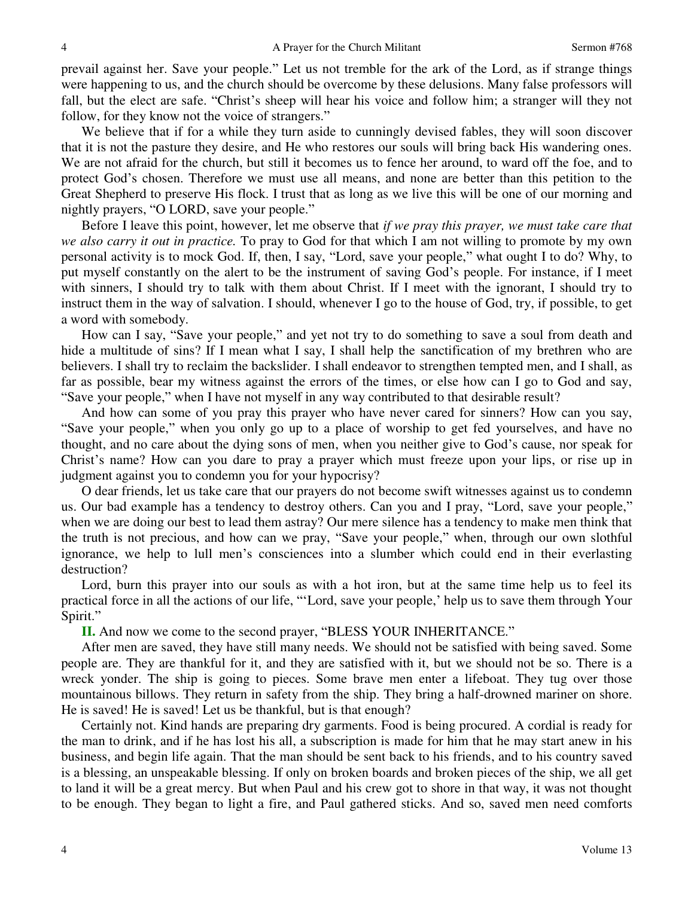prevail against her. Save your people." Let us not tremble for the ark of the Lord, as if strange things were happening to us, and the church should be overcome by these delusions. Many false professors will fall, but the elect are safe. "Christ's sheep will hear his voice and follow him; a stranger will they not follow, for they know not the voice of strangers."

We believe that if for a while they turn aside to cunningly devised fables, they will soon discover that it is not the pasture they desire, and He who restores our souls will bring back His wandering ones. We are not afraid for the church, but still it becomes us to fence her around, to ward off the foe, and to protect God's chosen. Therefore we must use all means, and none are better than this petition to the Great Shepherd to preserve His flock. I trust that as long as we live this will be one of our morning and nightly prayers, "O LORD, save your people."

Before I leave this point, however, let me observe that *if we pray this prayer, we must take care that we also carry it out in practice.* To pray to God for that which I am not willing to promote by my own personal activity is to mock God. If, then, I say, "Lord, save your people," what ought I to do? Why, to put myself constantly on the alert to be the instrument of saving God's people. For instance, if I meet with sinners, I should try to talk with them about Christ. If I meet with the ignorant, I should try to instruct them in the way of salvation. I should, whenever I go to the house of God, try, if possible, to get a word with somebody.

How can I say, "Save your people," and yet not try to do something to save a soul from death and hide a multitude of sins? If I mean what I say, I shall help the sanctification of my brethren who are believers. I shall try to reclaim the backslider. I shall endeavor to strengthen tempted men, and I shall, as far as possible, bear my witness against the errors of the times, or else how can I go to God and say, "Save your people," when I have not myself in any way contributed to that desirable result?

And how can some of you pray this prayer who have never cared for sinners? How can you say, "Save your people," when you only go up to a place of worship to get fed yourselves, and have no thought, and no care about the dying sons of men, when you neither give to God's cause, nor speak for Christ's name? How can you dare to pray a prayer which must freeze upon your lips, or rise up in judgment against you to condemn you for your hypocrisy?

O dear friends, let us take care that our prayers do not become swift witnesses against us to condemn us. Our bad example has a tendency to destroy others. Can you and I pray, "Lord, save your people," when we are doing our best to lead them astray? Our mere silence has a tendency to make men think that the truth is not precious, and how can we pray, "Save your people," when, through our own slothful ignorance, we help to lull men's consciences into a slumber which could end in their everlasting destruction?

Lord, burn this prayer into our souls as with a hot iron, but at the same time help us to feel its practical force in all the actions of our life, "'Lord, save your people,' help us to save them through Your Spirit."

**II.** And now we come to the second prayer, "BLESS YOUR INHERITANCE."

After men are saved, they have still many needs. We should not be satisfied with being saved. Some people are. They are thankful for it, and they are satisfied with it, but we should not be so. There is a wreck yonder. The ship is going to pieces. Some brave men enter a lifeboat. They tug over those mountainous billows. They return in safety from the ship. They bring a half-drowned mariner on shore. He is saved! He is saved! Let us be thankful, but is that enough?

Certainly not. Kind hands are preparing dry garments. Food is being procured. A cordial is ready for the man to drink, and if he has lost his all, a subscription is made for him that he may start anew in his business, and begin life again. That the man should be sent back to his friends, and to his country saved is a blessing, an unspeakable blessing. If only on broken boards and broken pieces of the ship, we all get to land it will be a great mercy. But when Paul and his crew got to shore in that way, it was not thought to be enough. They began to light a fire, and Paul gathered sticks. And so, saved men need comforts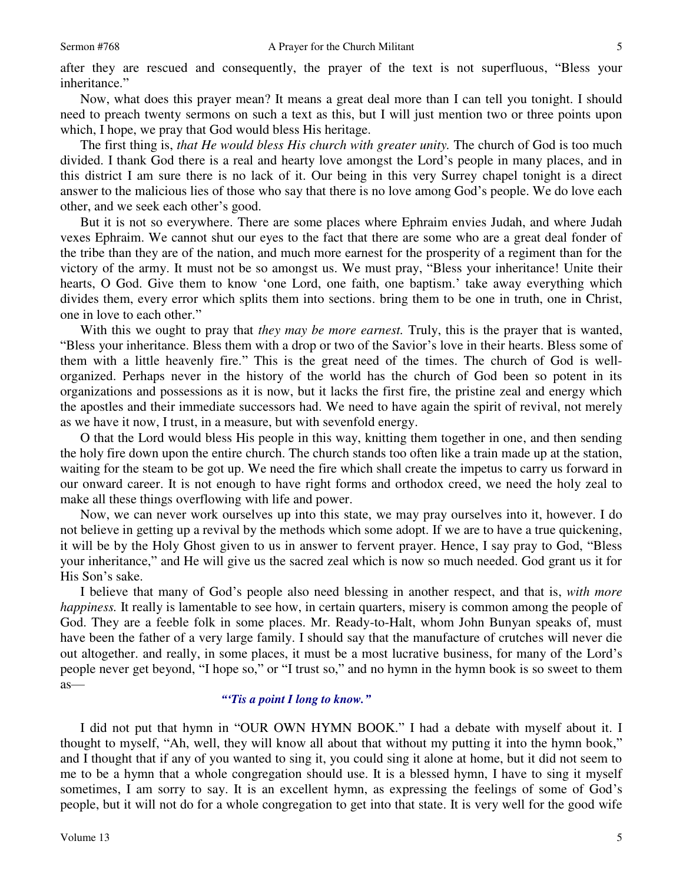after they are rescued and consequently, the prayer of the text is not superfluous, "Bless your inheritance."

Now, what does this prayer mean? It means a great deal more than I can tell you tonight. I should need to preach twenty sermons on such a text as this, but I will just mention two or three points upon which, I hope, we pray that God would bless His heritage.

The first thing is, *that He would bless His church with greater unity.* The church of God is too much divided. I thank God there is a real and hearty love amongst the Lord's people in many places, and in this district I am sure there is no lack of it. Our being in this very Surrey chapel tonight is a direct answer to the malicious lies of those who say that there is no love among God's people. We do love each other, and we seek each other's good.

But it is not so everywhere. There are some places where Ephraim envies Judah, and where Judah vexes Ephraim. We cannot shut our eyes to the fact that there are some who are a great deal fonder of the tribe than they are of the nation, and much more earnest for the prosperity of a regiment than for the victory of the army. It must not be so amongst us. We must pray, "Bless your inheritance! Unite their hearts, O God. Give them to know 'one Lord, one faith, one baptism.' take away everything which divides them, every error which splits them into sections. bring them to be one in truth, one in Christ, one in love to each other."

With this we ought to pray that *they may be more earnest.* Truly, this is the prayer that is wanted, "Bless your inheritance. Bless them with a drop or two of the Savior's love in their hearts. Bless some of them with a little heavenly fire." This is the great need of the times. The church of God is well-organized. Perhaps never in the history of the world has the church of God been so potent in its organizations and possessions as it is now, but it lacks the first fire, the pristine zeal and energy which the apostles and their immediate successors had. We need to have again the spirit of revival, not merely as we have it now, I trust, in a measure, but with sevenfold energy.

O that the Lord would bless His people in this way, knitting them together in one, and then sending the holy fire down upon the entire church. The church stands too often like a train made up at the station, waiting for the steam to be got up. We need the fire which shall create the impetus to carry us forward in our onward career. It is not enough to have right forms and orthodox creed, we need the holy zeal to make all these things overflowing with life and power.

Now, we can never work ourselves up into this state, we may pray ourselves into it, however. I do not believe in getting up a revival by the methods which some adopt. If we are to have a true quickening, it will be by the Holy Ghost given to us in answer to fervent prayer. Hence, I say pray to God, "Bless your inheritance," and He will give us the sacred zeal which is now so much needed. God grant us it for His Son's sake.

I believe that many of God's people also need blessing in another respect, and that is, *with more happiness.* It really is lamentable to see how, in certain quarters, misery is common among the people of God. They are a feeble folk in some places. Mr. Ready-to-Halt, whom John Bunyan speaks of, must have been the father of a very large family. I should say that the manufacture of crutches will never die out altogether. and really, in some places, it must be a most lucrative business, for many of the Lord's people never get beyond, "I hope so," or "I trust so," and no hymn in the hymn book is so sweet to them as—

> ***"'Tis a point I long to know."***

I did not put that hymn in "OUR OWN HYMN BOOK." I had a debate with myself about it. I thought to myself, "Ah, well, they will know all about that without my putting it into the hymn book," and I thought that if any of you wanted to sing it, you could sing it alone at home, but it did not seem to me to be a hymn that a whole congregation should use. It is a blessed hymn, I have to sing it myself sometimes, I am sorry to say. It is an excellent hymn, as expressing the feelings of some of God's people, but it will not do for a whole congregation to get into that state. It is very well for the good wife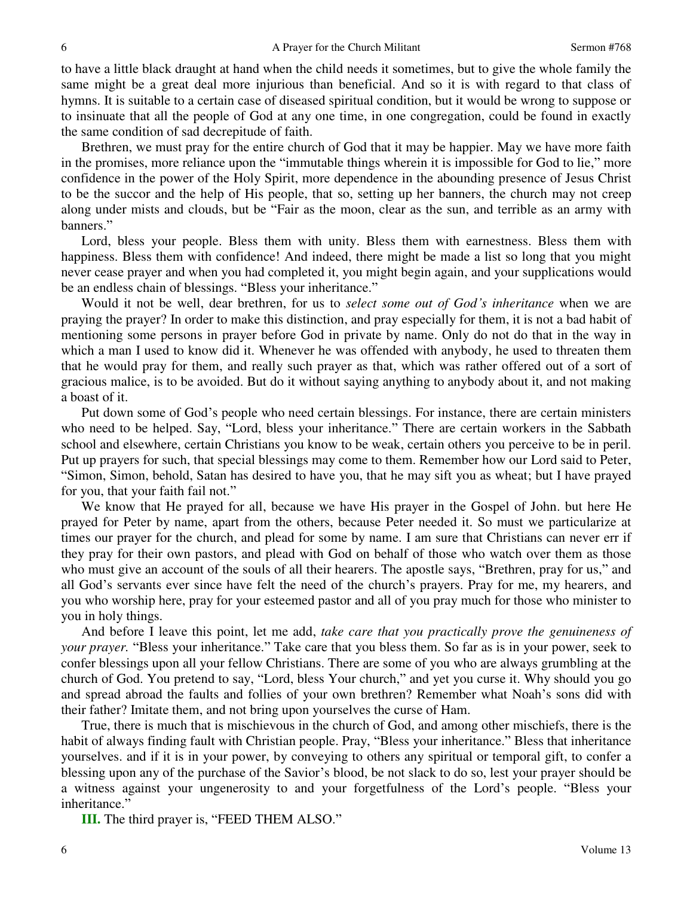to have a little black draught at hand when the child needs it sometimes, but to give the whole family the same might be a great deal more injurious than beneficial. And so it is with regard to that class of hymns. It is suitable to a certain case of diseased spiritual condition, but it would be wrong to suppose or to insinuate that all the people of God at any one time, in one congregation, could be found in exactly the same condition of sad decrepitude of faith.

Brethren, we must pray for the entire church of God that it may be happier. May we have more faith in the promises, more reliance upon the "immutable things wherein it is impossible for God to lie," more confidence in the power of the Holy Spirit, more dependence in the abounding presence of Jesus Christ to be the succor and the help of His people, that so, setting up her banners, the church may not creep along under mists and clouds, but be "Fair as the moon, clear as the sun, and terrible as an army with banners."

Lord, bless your people. Bless them with unity. Bless them with earnestness. Bless them with happiness. Bless them with confidence! And indeed, there might be made a list so long that you might never cease prayer and when you had completed it, you might begin again, and your supplications would be an endless chain of blessings. "Bless your inheritance."

Would it not be well, dear brethren, for us to *select some out of God's inheritance* when we are praying the prayer? In order to make this distinction, and pray especially for them, it is not a bad habit of mentioning some persons in prayer before God in private by name. Only do not do that in the way in which a man I used to know did it. Whenever he was offended with anybody, he used to threaten them that he would pray for them, and really such prayer as that, which was rather offered out of a sort of gracious malice, is to be avoided. But do it without saying anything to anybody about it, and not making a boast of it.

Put down some of God's people who need certain blessings. For instance, there are certain ministers who need to be helped. Say, "Lord, bless your inheritance." There are certain workers in the Sabbath school and elsewhere, certain Christians you know to be weak, certain others you perceive to be in peril. Put up prayers for such, that special blessings may come to them. Remember how our Lord said to Peter, "Simon, Simon, behold, Satan has desired to have you, that he may sift you as wheat; but I have prayed for you, that your faith fail not."

We know that He prayed for all, because we have His prayer in the Gospel of John. but here He prayed for Peter by name, apart from the others, because Peter needed it. So must we particularize at times our prayer for the church, and plead for some by name. I am sure that Christians can never err if they pray for their own pastors, and plead with God on behalf of those who watch over them as those who must give an account of the souls of all their hearers. The apostle says, "Brethren, pray for us," and all God's servants ever since have felt the need of the church's prayers. Pray for me, my hearers, and you who worship here, pray for your esteemed pastor and all of you pray much for those who minister to you in holy things.

And before I leave this point, let me add, *take care that you practically prove the genuineness of your prayer.* "Bless your inheritance." Take care that you bless them. So far as is in your power, seek to confer blessings upon all your fellow Christians. There are some of you who are always grumbling at the church of God. You pretend to say, "Lord, bless Your church," and yet you curse it. Why should you go and spread abroad the faults and follies of your own brethren? Remember what Noah's sons did with their father? Imitate them, and not bring upon yourselves the curse of Ham.

True, there is much that is mischievous in the church of God, and among other mischiefs, there is the habit of always finding fault with Christian people. Pray, "Bless your inheritance." Bless that inheritance yourselves. and if it is in your power, by conveying to others any spiritual or temporal gift, to confer a blessing upon any of the purchase of the Savior's blood, be not slack to do so, lest your prayer should be a witness against your ungenerosity to and your forgetfulness of the Lord's people. "Bless your inheritance."

**III.** The third prayer is, "FEED THEM ALSO."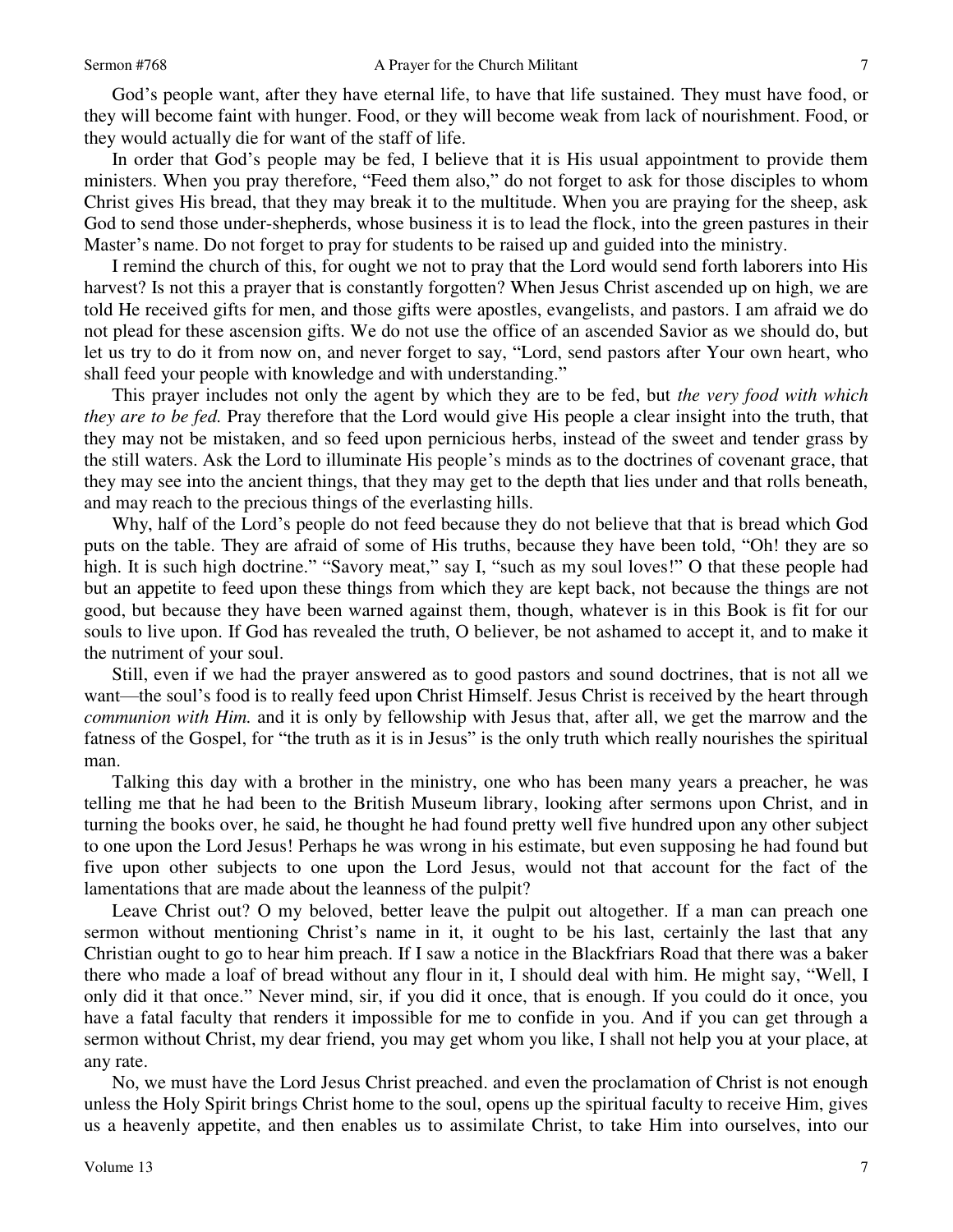God's people want, after they have eternal life, to have that life sustained. They must have food, or they will become faint with hunger. Food, or they will become weak from lack of nourishment. Food, or they would actually die for want of the staff of life.

In order that God's people may be fed, I believe that it is His usual appointment to provide them ministers. When you pray therefore, "Feed them also," do not forget to ask for those disciples to whom Christ gives His bread, that they may break it to the multitude. When you are praying for the sheep, ask God to send those under-shepherds, whose business it is to lead the flock, into the green pastures in their Master's name. Do not forget to pray for students to be raised up and guided into the ministry.

I remind the church of this, for ought we not to pray that the Lord would send forth laborers into His harvest? Is not this a prayer that is constantly forgotten? When Jesus Christ ascended up on high, we are told He received gifts for men, and those gifts were apostles, evangelists, and pastors. I am afraid we do not plead for these ascension gifts. We do not use the office of an ascended Savior as we should do, but let us try to do it from now on, and never forget to say, "Lord, send pastors after Your own heart, who shall feed your people with knowledge and with understanding."

This prayer includes not only the agent by which they are to be fed, but *the very food with which they are to be fed.* Pray therefore that the Lord would give His people a clear insight into the truth, that they may not be mistaken, and so feed upon pernicious herbs, instead of the sweet and tender grass by the still waters. Ask the Lord to illuminate His people's minds as to the doctrines of covenant grace, that they may see into the ancient things, that they may get to the depth that lies under and that rolls beneath, and may reach to the precious things of the everlasting hills.

Why, half of the Lord's people do not feed because they do not believe that that is bread which God puts on the table. They are afraid of some of His truths, because they have been told, "Oh! they are so high. It is such high doctrine." "Savory meat," say I, "such as my soul loves!" O that these people had but an appetite to feed upon these things from which they are kept back, not because the things are not good, but because they have been warned against them, though, whatever is in this Book is fit for our souls to live upon. If God has revealed the truth, O believer, be not ashamed to accept it, and to make it the nutriment of your soul.

Still, even if we had the prayer answered as to good pastors and sound doctrines, that is not all we want—the soul's food is to really feed upon Christ Himself. Jesus Christ is received by the heart through *communion with Him.* and it is only by fellowship with Jesus that, after all, we get the marrow and the fatness of the Gospel, for "the truth as it is in Jesus" is the only truth which really nourishes the spiritual man.

Talking this day with a brother in the ministry, one who has been many years a preacher, he was telling me that he had been to the British Museum library, looking after sermons upon Christ, and in turning the books over, he said, he thought he had found pretty well five hundred upon any other subject to one upon the Lord Jesus! Perhaps he was wrong in his estimate, but even supposing he had found but five upon other subjects to one upon the Lord Jesus, would not that account for the fact of the lamentations that are made about the leanness of the pulpit?

Leave Christ out? O my beloved, better leave the pulpit out altogether. If a man can preach one sermon without mentioning Christ's name in it, it ought to be his last, certainly the last that any Christian ought to go to hear him preach. If I saw a notice in the Blackfriars Road that there was a baker there who made a loaf of bread without any flour in it, I should deal with him. He might say, "Well, I only did it that once." Never mind, sir, if you did it once, that is enough. If you could do it once, you have a fatal faculty that renders it impossible for me to confide in you. And if you can get through a sermon without Christ, my dear friend, you may get whom you like, I shall not help you at your place, at any rate.

No, we must have the Lord Jesus Christ preached. and even the proclamation of Christ is not enough unless the Holy Spirit brings Christ home to the soul, opens up the spiritual faculty to receive Him, gives us a heavenly appetite, and then enables us to assimilate Christ, to take Him into ourselves, into our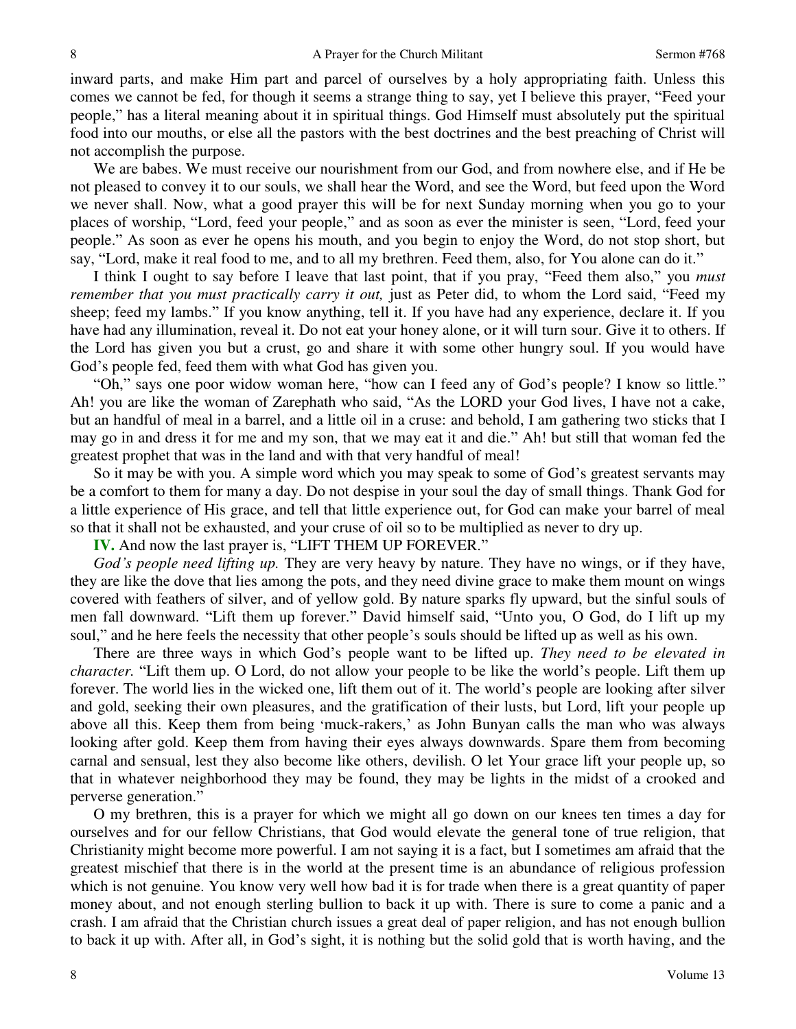inward parts, and make Him part and parcel of ourselves by a holy appropriating faith. Unless this comes we cannot be fed, for though it seems a strange thing to say, yet I believe this prayer, "Feed your people," has a literal meaning about it in spiritual things. God Himself must absolutely put the spiritual food into our mouths, or else all the pastors with the best doctrines and the best preaching of Christ will not accomplish the purpose.

We are babes. We must receive our nourishment from our God, and from nowhere else, and if He be not pleased to convey it to our souls, we shall hear the Word, and see the Word, but feed upon the Word we never shall. Now, what a good prayer this will be for next Sunday morning when you go to your places of worship, "Lord, feed your people," and as soon as ever the minister is seen, "Lord, feed your people." As soon as ever he opens his mouth, and you begin to enjoy the Word, do not stop short, but say, "Lord, make it real food to me, and to all my brethren. Feed them, also, for You alone can do it."

I think I ought to say before I leave that last point, that if you pray, "Feed them also," you *must remember that you must practically carry it out,* just as Peter did, to whom the Lord said, "Feed my sheep; feed my lambs." If you know anything, tell it. If you have had any experience, declare it. If you have had any illumination, reveal it. Do not eat your honey alone, or it will turn sour. Give it to others. If the Lord has given you but a crust, go and share it with some other hungry soul. If you would have God's people fed, feed them with what God has given you.

"Oh," says one poor widow woman here, "how can I feed any of God's people? I know so little." Ah! you are like the woman of Zarephath who said, "As the LORD your God lives, I have not a cake, but an handful of meal in a barrel, and a little oil in a cruse: and behold, I am gathering two sticks that I may go in and dress it for me and my son, that we may eat it and die." Ah! but still that woman fed the greatest prophet that was in the land and with that very handful of meal!

So it may be with you. A simple word which you may speak to some of God's greatest servants may be a comfort to them for many a day. Do not despise in your soul the day of small things. Thank God for a little experience of His grace, and tell that little experience out, for God can make your barrel of meal so that it shall not be exhausted, and your cruse of oil so to be multiplied as never to dry up.

**IV.** And now the last prayer is, "LIFT THEM UP FOREVER."

*God's people need lifting up.* They are very heavy by nature. They have no wings, or if they have, they are like the dove that lies among the pots, and they need divine grace to make them mount on wings covered with feathers of silver, and of yellow gold. By nature sparks fly upward, but the sinful souls of men fall downward. "Lift them up forever." David himself said, "Unto you, O God, do I lift up my soul," and he here feels the necessity that other people's souls should be lifted up as well as his own.

There are three ways in which God's people want to be lifted up. *They need to be elevated in character.* "Lift them up. O Lord, do not allow your people to be like the world's people. Lift them up forever. The world lies in the wicked one, lift them out of it. The world's people are looking after silver and gold, seeking their own pleasures, and the gratification of their lusts, but Lord, lift your people up above all this. Keep them from being 'muck-rakers,' as John Bunyan calls the man who was always looking after gold. Keep them from having their eyes always downwards. Spare them from becoming carnal and sensual, lest they also become like others, devilish. O let Your grace lift your people up, so that in whatever neighborhood they may be found, they may be lights in the midst of a crooked and perverse generation."

O my brethren, this is a prayer for which we might all go down on our knees ten times a day for ourselves and for our fellow Christians, that God would elevate the general tone of true religion, that Christianity might become more powerful. I am not saying it is a fact, but I sometimes am afraid that the greatest mischief that there is in the world at the present time is an abundance of religious profession which is not genuine. You know very well how bad it is for trade when there is a great quantity of paper money about, and not enough sterling bullion to back it up with. There is sure to come a panic and a crash. I am afraid that the Christian church issues a great deal of paper religion, and has not enough bullion to back it up with. After all, in God's sight, it is nothing but the solid gold that is worth having, and the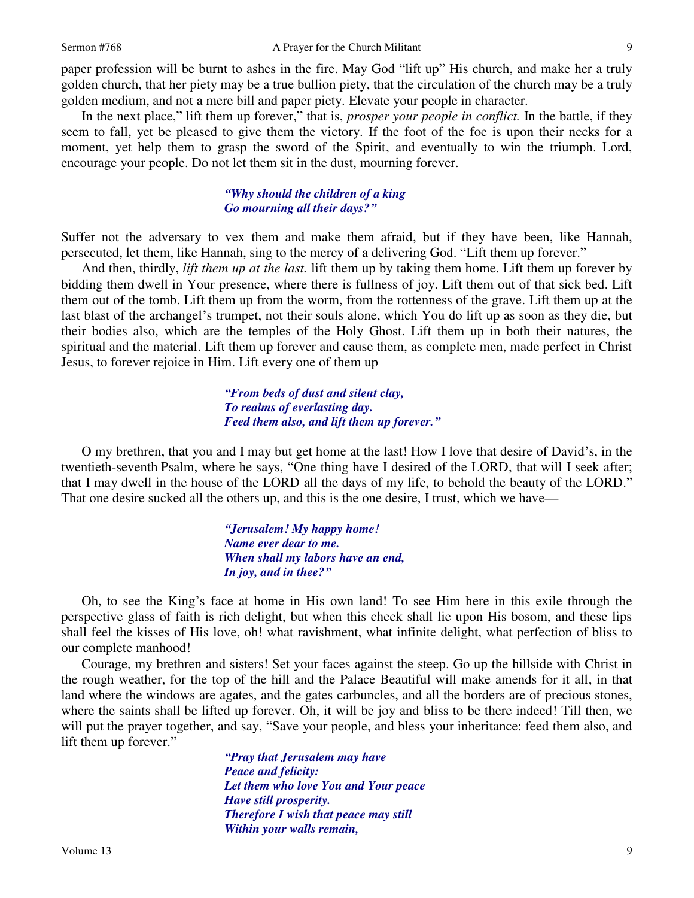paper profession will be burnt to ashes in the fire. May God "lift up" His church, and make her a truly golden church, that her piety may be a true bullion piety, that the circulation of the church may be a truly golden medium, and not a mere bill and paper piety. Elevate your people in character.

In the next place," lift them up forever," that is, *prosper your people in conflict.* In the battle, if they seem to fall, yet be pleased to give them the victory. If the foot of the foe is upon their necks for a moment, yet help them to grasp the sword of the Spirit, and eventually to win the triumph. Lord, encourage your people. Do not let them sit in the dust, mourning forever.

> ***"Why should the children of a king***
> ***Go mourning all their days?"***

Suffer not the adversary to vex them and make them afraid, but if they have been, like Hannah, persecuted, let them, like Hannah, sing to the mercy of a delivering God. "Lift them up forever."

And then, thirdly, *lift them up at the last.* lift them up by taking them home. Lift them up forever by bidding them dwell in Your presence, where there is fullness of joy. Lift them out of that sick bed. Lift them out of the tomb. Lift them up from the worm, from the rottenness of the grave. Lift them up at the last blast of the archangel's trumpet, not their souls alone, which You do lift up as soon as they die, but their bodies also, which are the temples of the Holy Ghost. Lift them up in both their natures, the spiritual and the material. Lift them up forever and cause them, as complete men, made perfect in Christ Jesus, to forever rejoice in Him. Lift every one of them up

> ***"From beds of dust and silent clay,***
> ***To realms of everlasting day.***
> ***Feed them also, and lift them up forever."***

O my brethren, that you and I may but get home at the last! How I love that desire of David's, in the twentieth-seventh Psalm, where he says, "One thing have I desired of the LORD, that will I seek after; that I may dwell in the house of the LORD all the days of my life, to behold the beauty of the LORD." That one desire sucked all the others up, and this is the one desire, I trust, which we have—

> ***"Jerusalem! My happy home!***
> ***Name ever dear to me.***
> ***When shall my labors have an end,***
> ***In joy, and in thee?"***

Oh, to see the King's face at home in His own land! To see Him here in this exile through the perspective glass of faith is rich delight, but when this cheek shall lie upon His bosom, and these lips shall feel the kisses of His love, oh! what ravishment, what infinite delight, what perfection of bliss to our complete manhood!

Courage, my brethren and sisters! Set your faces against the steep. Go up the hillside with Christ in the rough weather, for the top of the hill and the Palace Beautiful will make amends for it all, in that land where the windows are agates, and the gates carbuncles, and all the borders are of precious stones, where the saints shall be lifted up forever. Oh, it will be joy and bliss to be there indeed! Till then, we will put the prayer together, and say, "Save your people, and bless your inheritance: feed them also, and lift them up forever."

> ***"Pray that Jerusalem may have***
> ***Peace and felicity:***
> ***Let them who love You and Your peace***
> ***Have still prosperity.***
> ***Therefore I wish that peace may still***
> ***Within your walls remain,***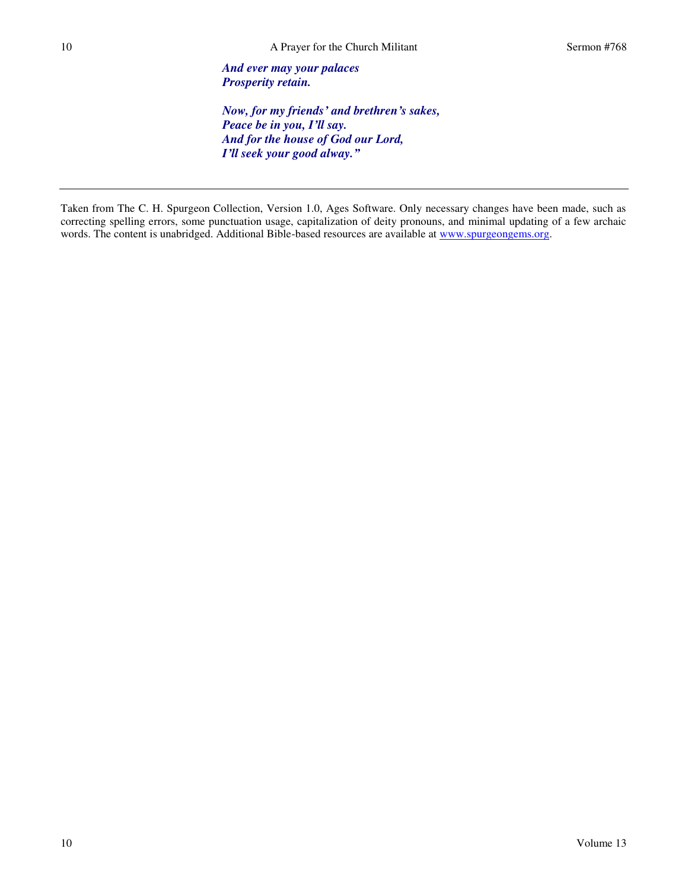***And ever may your palaces***
***Prosperity retain.***

***Now, for my friends' and brethren's sakes,***
***Peace be in you, I'll say.***
***And for the house of God our Lord,***
***I'll seek your good alway."***

---

Taken from The C. H. Spurgeon Collection, Version 1.0, Ages Software. Only necessary changes have been made, such as correcting spelling errors, some punctuation usage, capitalization of deity pronouns, and minimal updating of a few archaic words. The content is unabridged. Additional Bible-based resources are available at www.spurgeongems.org.